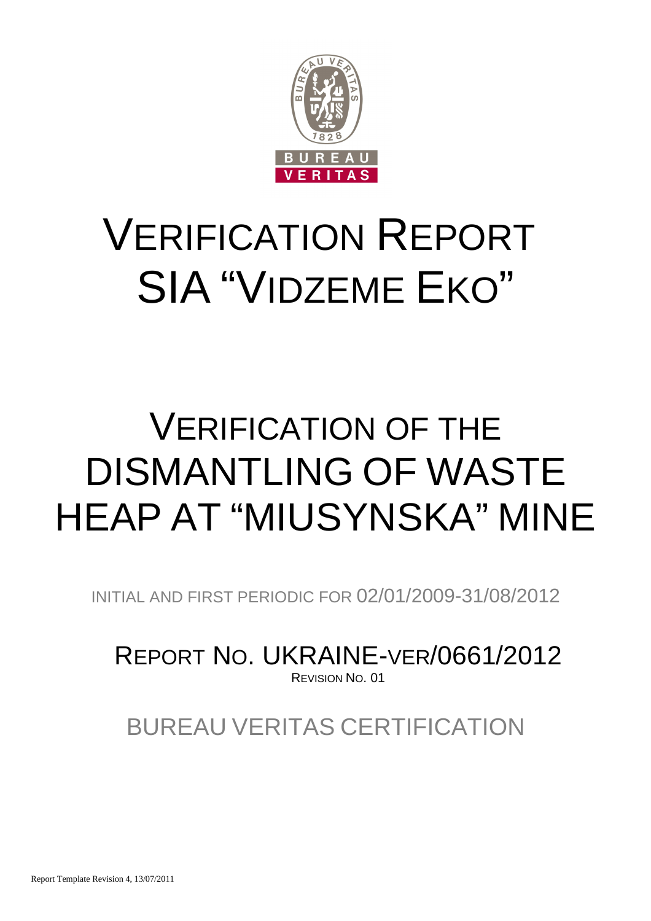# VERIFICATION REPORT SIA "VIDZEME EKO"

# VERIFICATION OF THE DISMANTLING OF WASTE HEAP AT "MIUSYNSKA" MINE

INITIAL AND FIRST PERIODIC FOR 02/01/2009-31/08/2012

REPORT NO. UKRAINE-VER/0661/2012
REVISION NO. 01

BUREAU VERITAS CERTIFICATION

Report Template Revision 4, 13/07/2011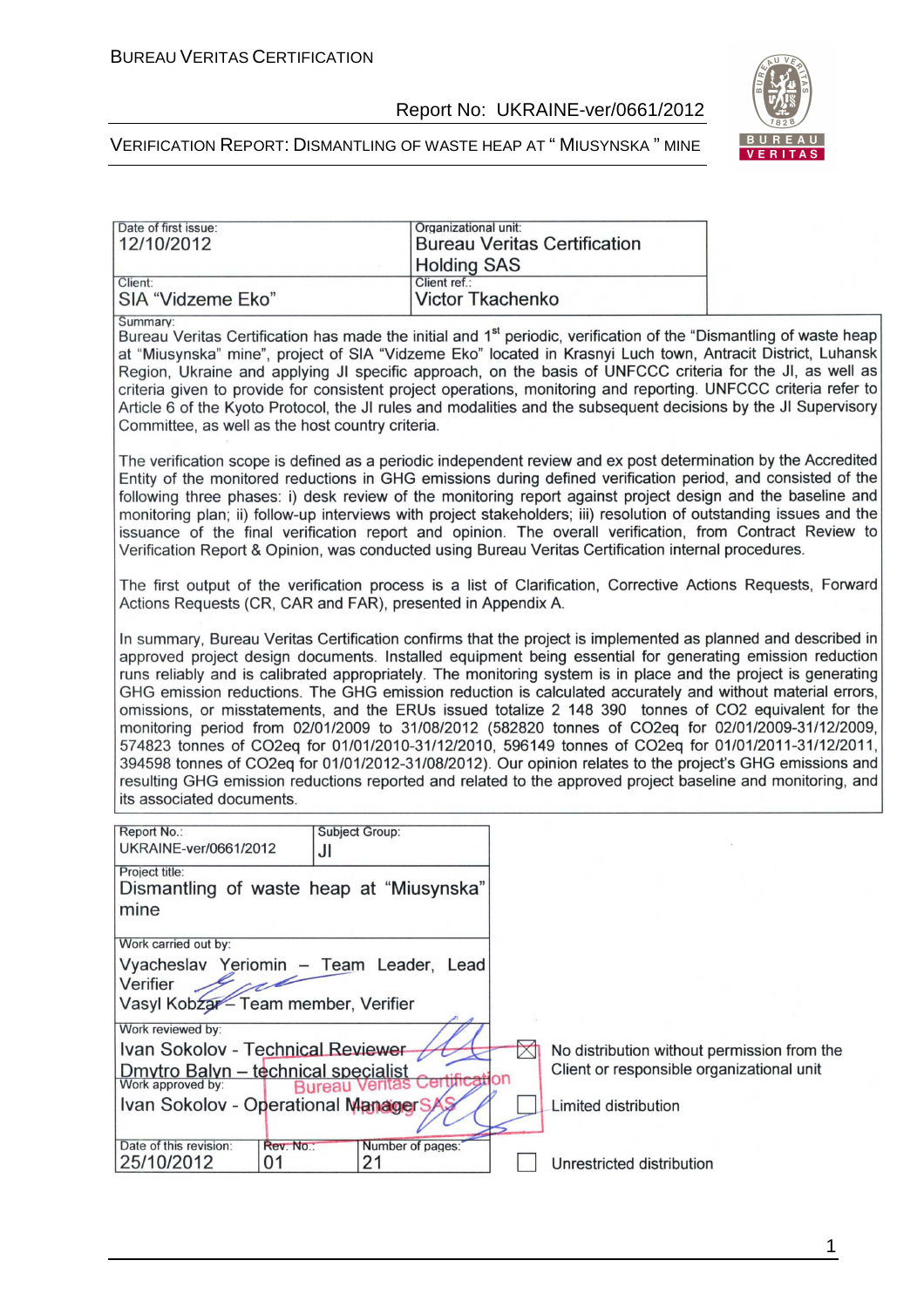| Date of first issue: 12/10/2012 | Organizational unit: Bureau Veritas Certification Holding SAS |
|---|---|
| Client: SIA "Vidzeme Eko" | Client ref.: Victor Tkachenko |

Summary:

Bureau Veritas Certification has made the initial and 1st periodic, verification of the "Dismantling of waste heap at "Miusynska" mine", project of SIA "Vidzeme Eko" located in Krasnyi Luch town, Antracit District, Luhansk Region, Ukraine and applying JI specific approach, on the basis of UNFCCC criteria for the JI, as well as criteria given to provide for consistent project operations, monitoring and reporting. UNFCCC criteria refer to Article 6 of the Kyoto Protocol, the JI rules and modalities and the subsequent decisions by the JI Supervisory Committee, as well as the host country criteria.

The verification scope is defined as a periodic independent review and ex post determination by the Accredited Entity of the monitored reductions in GHG emissions during defined verification period, and consisted of the following three phases: i) desk review of the monitoring report against project design and the baseline and monitoring plan; ii) follow-up interviews with project stakeholders; iii) resolution of outstanding issues and the issuance of the final verification report and opinion. The overall verification, from Contract Review to Verification Report & Opinion, was conducted using Bureau Veritas Certification internal procedures.

The first output of the verification process is a list of Clarification, Corrective Actions Requests, Forward Actions Requests (CR, CAR and FAR), presented in Appendix A.

In summary, Bureau Veritas Certification confirms that the project is implemented as planned and described in approved project design documents. Installed equipment being essential for generating emission reduction runs reliably and is calibrated appropriately. The monitoring system is in place and the project is generating GHG emission reductions. The GHG emission reduction is calculated accurately and without material errors, omissions, or misstatements, and the ERUs issued totalize 2 148 390 tonnes of CO2 equivalent for the monitoring period from 02/01/2009 to 31/08/2012 (582820 tonnes of CO2eq for 02/01/2009-31/12/2009, 574823 tonnes of CO2eq for 01/01/2010-31/12/2010, 596149 tonnes of CO2eq for 01/01/2011-31/12/2011, 394598 tonnes of CO2eq for 01/01/2012-31/08/2012). Our opinion relates to the project's GHG emissions and resulting GHG emission reductions reported and related to the approved project baseline and monitoring, and its associated documents.

| Report No.: UKRAINE-ver/0661/2012 | Subject Group: JI | |
|---|---|---|
| Project title: Dismantling of waste heap at "Miusynska" mine | | |
| Work carried out by: Vyacheslav Yeriomin – Team Leader, Lead Verifier; Vasyl Kobzar – Team member, Verifier | | |
| Work reviewed by: Ivan Sokolov - Technical Reviewer; Dmytro Balyn – technical specialist | | ☒ No distribution without permission from the Client or responsible organizational unit |
| Work approved by: Ivan Sokolov - Operational Manager | | ☐ Limited distribution |
| Date of this revision: 25/10/2012 | Rev. No.: 01 | Number of pages: 21 | ☐ Unrestricted distribution |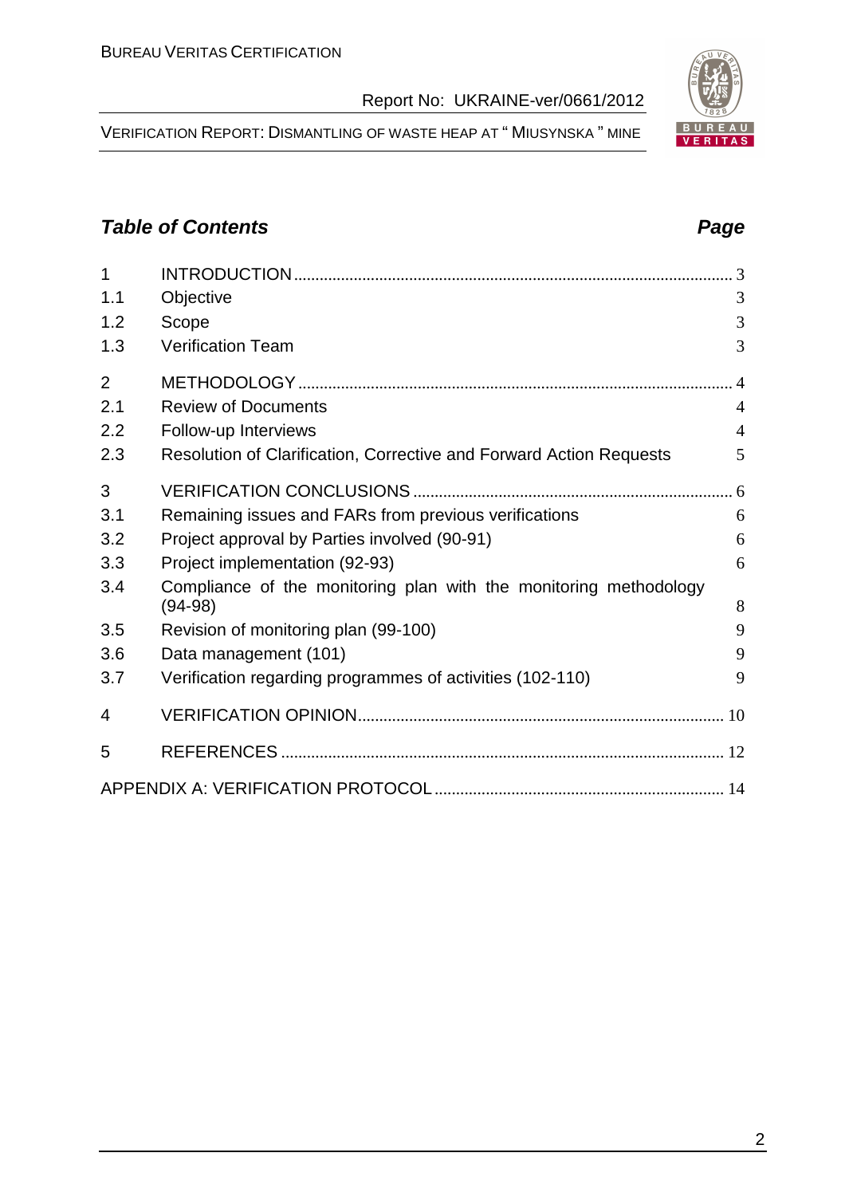## *Table of Contents* *Page*

| | | |
|---|---|---|
| 1 | INTRODUCTION | 3 |
| 1.1 | Objective | 3 |
| 1.2 | Scope | 3 |
| 1.3 | Verification Team | 3 |
| 2 | METHODOLOGY | 4 |
| 2.1 | Review of Documents | 4 |
| 2.2 | Follow-up Interviews | 4 |
| 2.3 | Resolution of Clarification, Corrective and Forward Action Requests | 5 |
| 3 | VERIFICATION CONCLUSIONS | 6 |
| 3.1 | Remaining issues and FARs from previous verifications | 6 |
| 3.2 | Project approval by Parties involved (90-91) | 6 |
| 3.3 | Project implementation (92-93) | 6 |
| 3.4 | Compliance of the monitoring plan with the monitoring methodology (94-98) | 8 |
| 3.5 | Revision of monitoring plan (99-100) | 9 |
| 3.6 | Data management (101) | 9 |
| 3.7 | Verification regarding programmes of activities (102-110) | 9 |
| 4 | VERIFICATION OPINION | 10 |
| 5 | REFERENCES | 12 |
| | APPENDIX A: VERIFICATION PROTOCOL | 14 |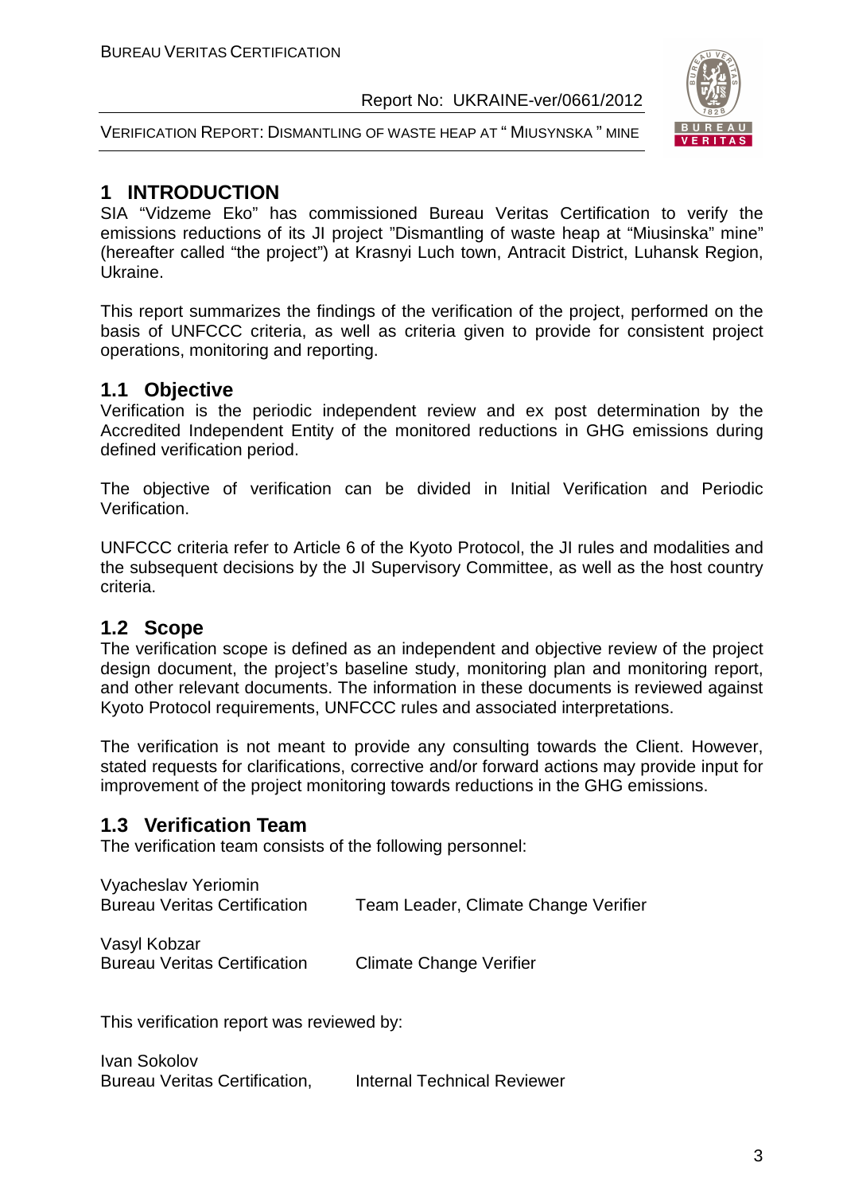# 1 INTRODUCTION

SIA “Vidzeme Eko” has commissioned Bureau Veritas Certification to verify the emissions reductions of its JI project ”Dismantling of waste heap at “Miusinska” mine” (hereafter called “the project”) at Krasnyi Luch town, Antracit District, Luhansk Region, Ukraine.

This report summarizes the findings of the verification of the project, performed on the basis of UNFCCC criteria, as well as criteria given to provide for consistent project operations, monitoring and reporting.

## 1.1 Objective

Verification is the periodic independent review and ex post determination by the Accredited Independent Entity of the monitored reductions in GHG emissions during defined verification period.

The objective of verification can be divided in Initial Verification and Periodic Verification.

UNFCCC criteria refer to Article 6 of the Kyoto Protocol, the JI rules and modalities and the subsequent decisions by the JI Supervisory Committee, as well as the host country criteria.

## 1.2 Scope

The verification scope is defined as an independent and objective review of the project design document, the project’s baseline study, monitoring plan and monitoring report, and other relevant documents. The information in these documents is reviewed against Kyoto Protocol requirements, UNFCCC rules and associated interpretations.

The verification is not meant to provide any consulting towards the Client. However, stated requests for clarifications, corrective and/or forward actions may provide input for improvement of the project monitoring towards reductions in the GHG emissions.

## 1.3 Verification Team

The verification team consists of the following personnel:

Vyacheslav Yeriomin
Bureau Veritas Certification — Team Leader, Climate Change Verifier

Vasyl Kobzar
Bureau Veritas Certification — Climate Change Verifier

This verification report was reviewed by:

Ivan Sokolov
Bureau Veritas Certification, — Internal Technical Reviewer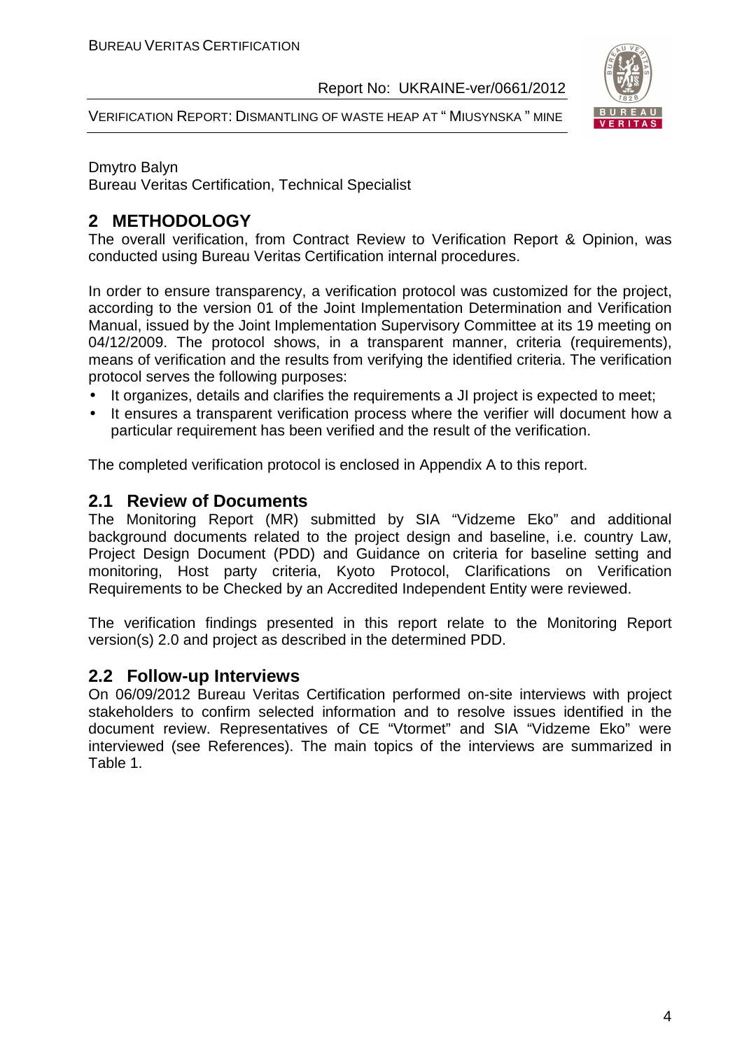Dmytro Balyn
Bureau Veritas Certification, Technical Specialist

## 2 METHODOLOGY

The overall verification, from Contract Review to Verification Report & Opinion, was conducted using Bureau Veritas Certification internal procedures.

In order to ensure transparency, a verification protocol was customized for the project, according to the version 01 of the Joint Implementation Determination and Verification Manual, issued by the Joint Implementation Supervisory Committee at its 19 meeting on 04/12/2009. The protocol shows, in a transparent manner, criteria (requirements), means of verification and the results from verifying the identified criteria. The verification protocol serves the following purposes:

- It organizes, details and clarifies the requirements a JI project is expected to meet;
- It ensures a transparent verification process where the verifier will document how a particular requirement has been verified and the result of the verification.

The completed verification protocol is enclosed in Appendix A to this report.

### 2.1 Review of Documents

The Monitoring Report (MR) submitted by SIA "Vidzeme Eko" and additional background documents related to the project design and baseline, i.e. country Law, Project Design Document (PDD) and Guidance on criteria for baseline setting and monitoring, Host party criteria, Kyoto Protocol, Clarifications on Verification Requirements to be Checked by an Accredited Independent Entity were reviewed.

The verification findings presented in this report relate to the Monitoring Report version(s) 2.0 and project as described in the determined PDD.

### 2.2 Follow-up Interviews

On 06/09/2012 Bureau Veritas Certification performed on-site interviews with project stakeholders to confirm selected information and to resolve issues identified in the document review. Representatives of CE "Vtormet" and SIA "Vidzeme Eko" were interviewed (see References). The main topics of the interviews are summarized in Table 1.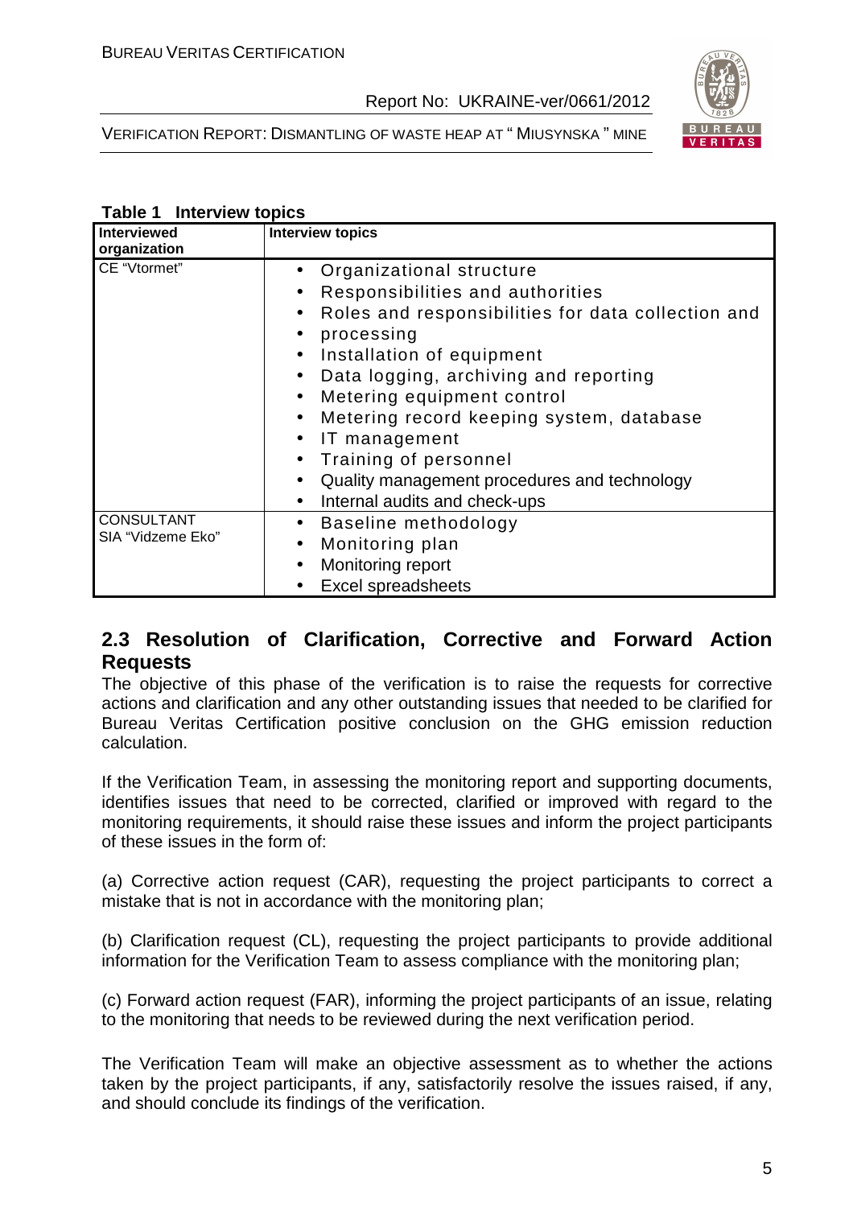**Table 1 Interview topics**

| Interviewed organization | Interview topics |
|---|---|
| CE "Vtormet" | • Organizational structure<br>• Responsibilities and authorities<br>• Roles and responsibilities for data collection and<br>• processing<br>• Installation of equipment<br>• Data logging, archiving and reporting<br>• Metering equipment control<br>• Metering record keeping system, database<br>• IT management<br>• Training of personnel<br>• Quality management procedures and technology<br>• Internal audits and check-ups |
| CONSULTANT SIA "Vidzeme Eko" | • Baseline methodology<br>• Monitoring plan<br>• Monitoring report<br>• Excel spreadsheets |

## 2.3 Resolution of Clarification, Corrective and Forward Action Requests

The objective of this phase of the verification is to raise the requests for corrective actions and clarification and any other outstanding issues that needed to be clarified for Bureau Veritas Certification positive conclusion on the GHG emission reduction calculation.

If the Verification Team, in assessing the monitoring report and supporting documents, identifies issues that need to be corrected, clarified or improved with regard to the monitoring requirements, it should raise these issues and inform the project participants of these issues in the form of:

(a) Corrective action request (CAR), requesting the project participants to correct a mistake that is not in accordance with the monitoring plan;

(b) Clarification request (CL), requesting the project participants to provide additional information for the Verification Team to assess compliance with the monitoring plan;

(c) Forward action request (FAR), informing the project participants of an issue, relating to the monitoring that needs to be reviewed during the next verification period.

The Verification Team will make an objective assessment as to whether the actions taken by the project participants, if any, satisfactorily resolve the issues raised, if any, and should conclude its findings of the verification.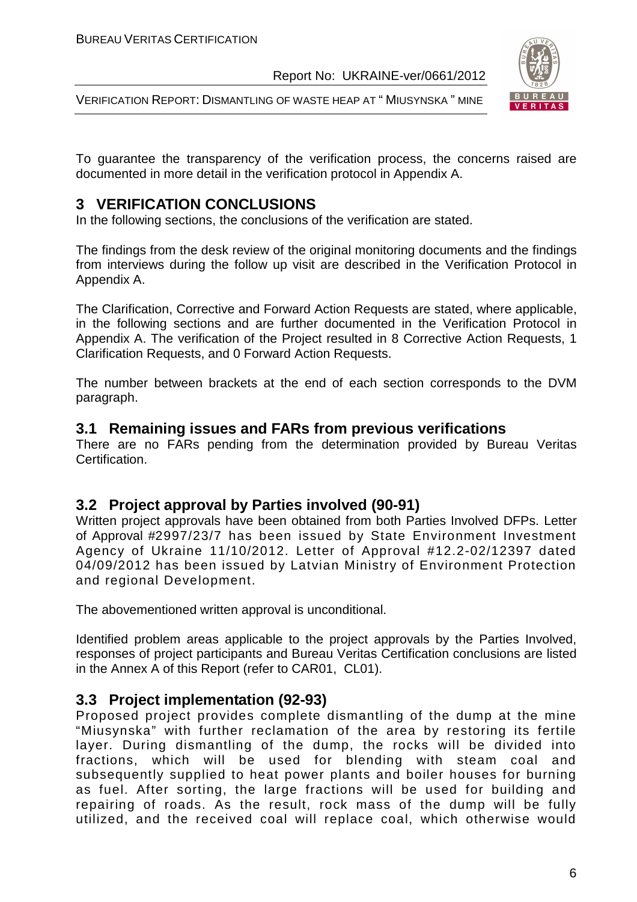To guarantee the transparency of the verification process, the concerns raised are documented in more detail in the verification protocol in Appendix A.

# 3 VERIFICATION CONCLUSIONS

In the following sections, the conclusions of the verification are stated.

The findings from the desk review of the original monitoring documents and the findings from interviews during the follow up visit are described in the Verification Protocol in Appendix A.

The Clarification, Corrective and Forward Action Requests are stated, where applicable, in the following sections and are further documented in the Verification Protocol in Appendix A. The verification of the Project resulted in 8 Corrective Action Requests, 1 Clarification Requests, and 0 Forward Action Requests.

The number between brackets at the end of each section corresponds to the DVM paragraph.

## 3.1 Remaining issues and FARs from previous verifications

There are no FARs pending from the determination provided by Bureau Veritas Certification.

## 3.2 Project approval by Parties involved (90-91)

Written project approvals have been obtained from both Parties Involved DFPs. Letter of Approval #2997/23/7 has been issued by State Environment Investment Agency of Ukraine 11/10/2012. Letter of Approval #12.2-02/12397 dated 04/09/2012 has been issued by Latvian Ministry of Environment Protection and regional Development.

The abovementioned written approval is unconditional.

Identified problem areas applicable to the project approvals by the Parties Involved, responses of project participants and Bureau Veritas Certification conclusions are listed in the Annex A of this Report (refer to CAR01, CL01).

## 3.3 Project implementation (92-93)

Proposed project provides complete dismantling of the dump at the mine "Miusynska" with further reclamation of the area by restoring its fertile layer. During dismantling of the dump, the rocks will be divided into fractions, which will be used for blending with steam coal and subsequently supplied to heat power plants and boiler houses for burning as fuel. After sorting, the large fractions will be used for building and repairing of roads. As the result, rock mass of the dump will be fully utilized, and the received coal will replace coal, which otherwise would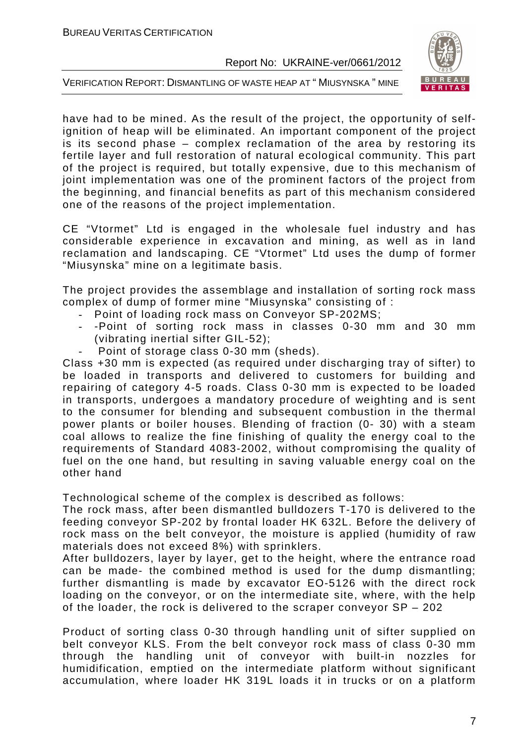have had to be mined. As the result of the project, the opportunity of self-ignition of heap will be eliminated. An important component of the project is its second phase – complex reclamation of the area by restoring its fertile layer and full restoration of natural ecological community. This part of the project is required, but totally expensive, due to this mechanism of joint implementation was one of the prominent factors of the project from the beginning, and financial benefits as part of this mechanism considered one of the reasons of the project implementation.

CE "Vtormet" Ltd is engaged in the wholesale fuel industry and has considerable experience in excavation and mining, as well as in land reclamation and landscaping. CE "Vtormet" Ltd uses the dump of former "Miusynska" mine on a legitimate basis.

The project provides the assemblage and installation of sorting rock mass complex of dump of former mine "Miusynska" consisting of :

- Point of loading rock mass on Conveyor SP-202MS;
- -Point of sorting rock mass in classes 0-30 mm and 30 mm (vibrating inertial sifter GIL-52);
- Point of storage class 0-30 mm (sheds).

Class +30 mm is expected (as required under discharging tray of sifter) to be loaded in transports and delivered to customers for building and repairing of category 4-5 roads. Class 0-30 mm is expected to be loaded in transports, undergoes a mandatory procedure of weighting and is sent to the consumer for blending and subsequent combustion in the thermal power plants or boiler houses. Blending of fraction (0- 30) with a steam coal allows to realize the fine finishing of quality the energy coal to the requirements of Standard 4083-2002, without compromising the quality of fuel on the one hand, but resulting in saving valuable energy coal on the other hand

Technological scheme of the complex is described as follows:
The rock mass, after been dismantled bulldozers T-170 is delivered to the feeding conveyor SP-202 by frontal loader HK 632L. Before the delivery of rock mass on the belt conveyor, the moisture is applied (humidity of raw materials does not exceed 8%) with sprinklers.
After bulldozers, layer by layer, get to the height, where the entrance road can be made- the combined method is used for the dump dismantling; further dismantling is made by excavator EO-5126 with the direct rock loading on the conveyor, or on the intermediate site, where, with the help of the loader, the rock is delivered to the scraper conveyor SP – 202

Product of sorting class 0-30 through handling unit of sifter supplied on belt conveyor KLS. From the belt conveyor rock mass of class 0-30 mm through the handling unit of conveyor with built-in nozzles for humidification, emptied on the intermediate platform without significant accumulation, where loader HK 319L loads it in trucks or on a platform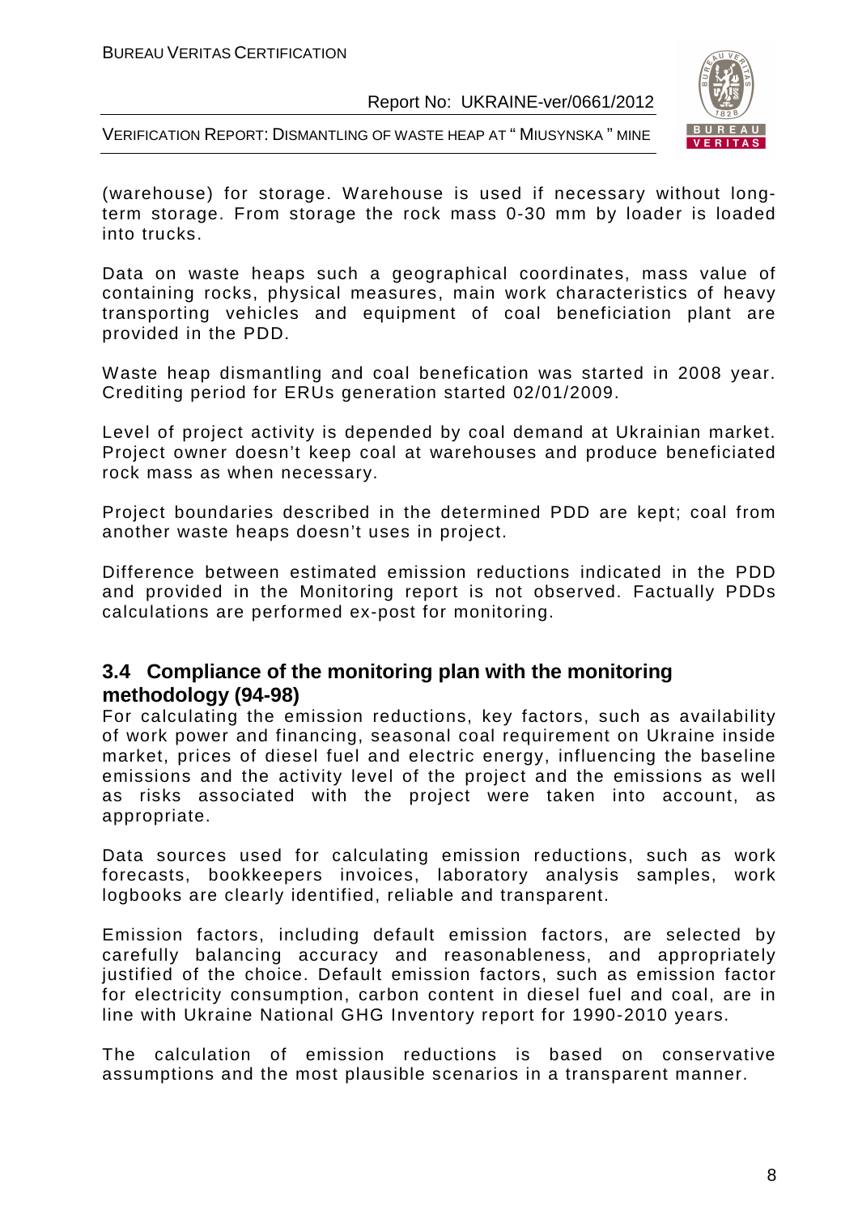(warehouse) for storage. Warehouse is used if necessary without long-term storage. From storage the rock mass 0-30 mm by loader is loaded into trucks.

Data on waste heaps such a geographical coordinates, mass value of containing rocks, physical measures, main work characteristics of heavy transporting vehicles and equipment of coal beneficiation plant are provided in the PDD.

Waste heap dismantling and coal benefication was started in 2008 year. Crediting period for ERUs generation started 02/01/2009.

Level of project activity is depended by coal demand at Ukrainian market. Project owner doesn't keep coal at warehouses and produce beneficiated rock mass as when necessary.

Project boundaries described in the determined PDD are kept; coal from another waste heaps doesn't uses in project.

Difference between estimated emission reductions indicated in the PDD and provided in the Monitoring report is not observed. Factually PDDs calculations are performed ex-post for monitoring.

## 3.4 Compliance of the monitoring plan with the monitoring methodology (94-98)

For calculating the emission reductions, key factors, such as availability of work power and financing, seasonal coal requirement on Ukraine inside market, prices of diesel fuel and electric energy, influencing the baseline emissions and the activity level of the project and the emissions as well as risks associated with the project were taken into account, as appropriate.

Data sources used for calculating emission reductions, such as work forecasts, bookkeepers invoices, laboratory analysis samples, work logbooks are clearly identified, reliable and transparent.

Emission factors, including default emission factors, are selected by carefully balancing accuracy and reasonableness, and appropriately justified of the choice. Default emission factors, such as emission factor for electricity consumption, carbon content in diesel fuel and coal, are in line with Ukraine National GHG Inventory report for 1990-2010 years.

The calculation of emission reductions is based on conservative assumptions and the most plausible scenarios in a transparent manner.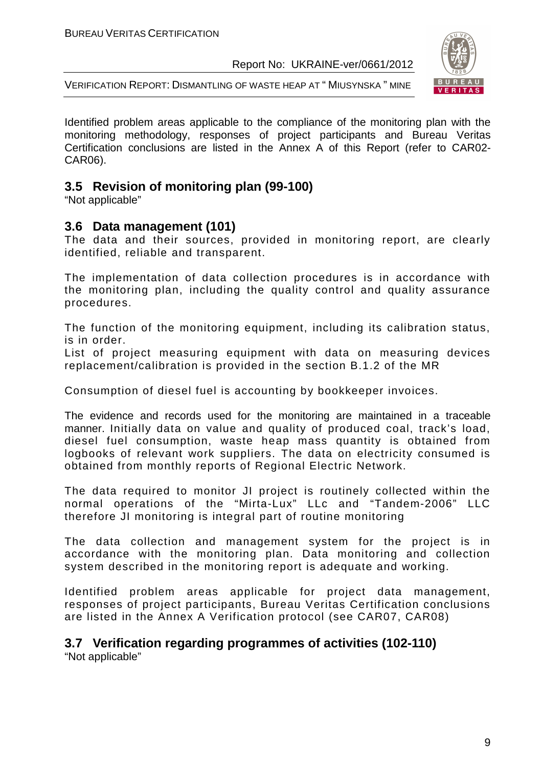Identified problem areas applicable to the compliance of the monitoring plan with the monitoring methodology, responses of project participants and Bureau Veritas Certification conclusions are listed in the Annex A of this Report (refer to CAR02-CAR06).

## 3.5 Revision of monitoring plan (99-100)

"Not applicable"

## 3.6 Data management (101)

The data and their sources, provided in monitoring report, are clearly identified, reliable and transparent.

The implementation of data collection procedures is in accordance with the monitoring plan, including the quality control and quality assurance procedures.

The function of the monitoring equipment, including its calibration status, is in order.

List of project measuring equipment with data on measuring devices replacement/calibration is provided in the section B.1.2 of the MR

Consumption of diesel fuel is accounting by bookkeeper invoices.

The evidence and records used for the monitoring are maintained in a traceable manner. Initially data on value and quality of produced coal, track's load, diesel fuel consumption, waste heap mass quantity is obtained from logbooks of relevant work suppliers. The data on electricity consumed is obtained from monthly reports of Regional Electric Network.

The data required to monitor JI project is routinely collected within the normal operations of the "Mirta-Lux" LLc and "Tandem-2006" LLC therefore JI monitoring is integral part of routine monitoring

The data collection and management system for the project is in accordance with the monitoring plan. Data monitoring and collection system described in the monitoring report is adequate and working.

Identified problem areas applicable for project data management, responses of project participants, Bureau Veritas Certification conclusions are listed in the Annex A Verification protocol (see CAR07, CAR08)

## 3.7 Verification regarding programmes of activities (102-110)

"Not applicable"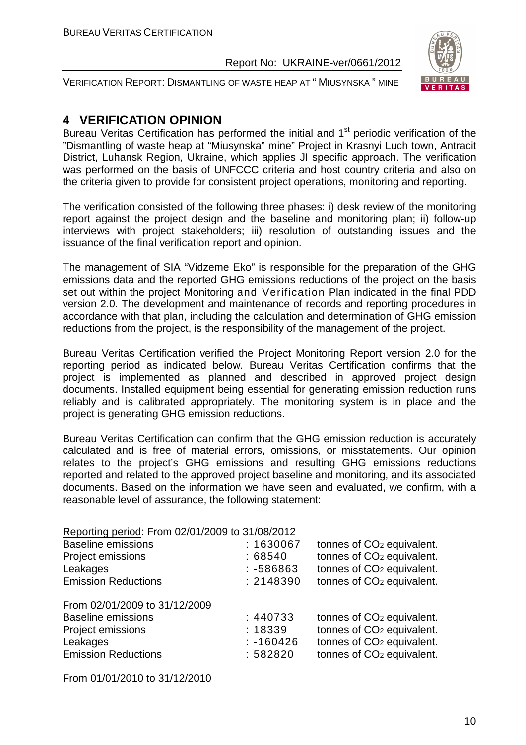# 4 VERIFICATION OPINION

Bureau Veritas Certification has performed the initial and 1st periodic verification of the "Dismantling of waste heap at "Miusynska" mine" Project in Krasnyi Luch town, Antracit District, Luhansk Region, Ukraine, which applies JI specific approach. The verification was performed on the basis of UNFCCC criteria and host country criteria and also on the criteria given to provide for consistent project operations, monitoring and reporting.

The verification consisted of the following three phases: i) desk review of the monitoring report against the project design and the baseline and monitoring plan; ii) follow-up interviews with project stakeholders; iii) resolution of outstanding issues and the issuance of the final verification report and opinion.

The management of SIA "Vidzeme Eko" is responsible for the preparation of the GHG emissions data and the reported GHG emissions reductions of the project on the basis set out within the project Monitoring and Verification Plan indicated in the final PDD version 2.0. The development and maintenance of records and reporting procedures in accordance with that plan, including the calculation and determination of GHG emission reductions from the project, is the responsibility of the management of the project.

Bureau Veritas Certification verified the Project Monitoring Report version 2.0 for the reporting period as indicated below. Bureau Veritas Certification confirms that the project is implemented as planned and described in approved project design documents. Installed equipment being essential for generating emission reduction runs reliably and is calibrated appropriately. The monitoring system is in place and the project is generating GHG emission reductions.

Bureau Veritas Certification can confirm that the GHG emission reduction is accurately calculated and is free of material errors, omissions, or misstatements. Our opinion relates to the project's GHG emissions and resulting GHG emissions reductions reported and related to the approved project baseline and monitoring, and its associated documents. Based on the information we have seen and evaluated, we confirm, with a reasonable level of assurance, the following statement:

Reporting period: From 02/01/2009 to 31/08/2012

| | | |
|---|---|---|
| Baseline emissions | : 1630067 | tonnes of $CO_2$ equivalent. |
| Project emissions | : 68540 | tonnes of $CO_2$ equivalent. |
| Leakages | : -586863 | tonnes of $CO_2$ equivalent. |
| Emission Reductions | : 2148390 | tonnes of $CO_2$ equivalent. |

From 02/01/2009 to 31/12/2009

| | | |
|---|---|---|
| Baseline emissions | : 440733 | tonnes of $CO_2$ equivalent. |
| Project emissions | : 18339 | tonnes of $CO_2$ equivalent. |
| Leakages | : -160426 | tonnes of $CO_2$ equivalent. |
| Emission Reductions | : 582820 | tonnes of $CO_2$ equivalent. |

From 01/01/2010 to 31/12/2010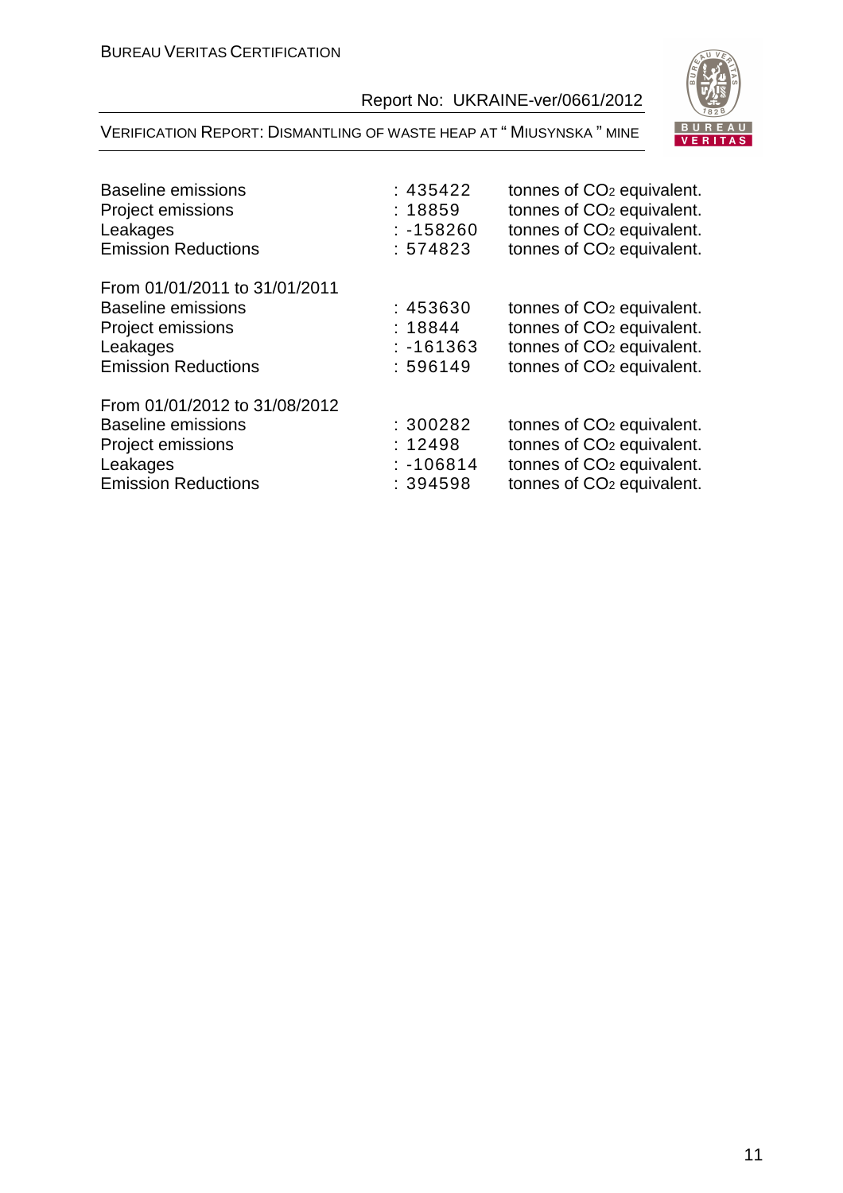Baseline emissions : 435422 tonnes of $CO_2$ equivalent.
Project emissions : 18859 tonnes of $CO_2$ equivalent.
Leakages : -158260 tonnes of $CO_2$ equivalent.
Emission Reductions : 574823 tonnes of $CO_2$ equivalent.

From 01/01/2011 to 31/01/2011
Baseline emissions : 453630 tonnes of $CO_2$ equivalent.
Project emissions : 18844 tonnes of $CO_2$ equivalent.
Leakages : -161363 tonnes of $CO_2$ equivalent.
Emission Reductions : 596149 tonnes of $CO_2$ equivalent.

From 01/01/2012 to 31/08/2012
Baseline emissions : 300282 tonnes of $CO_2$ equivalent.
Project emissions : 12498 tonnes of $CO_2$ equivalent.
Leakages : -106814 tonnes of $CO_2$ equivalent.
Emission Reductions : 394598 tonnes of $CO_2$ equivalent.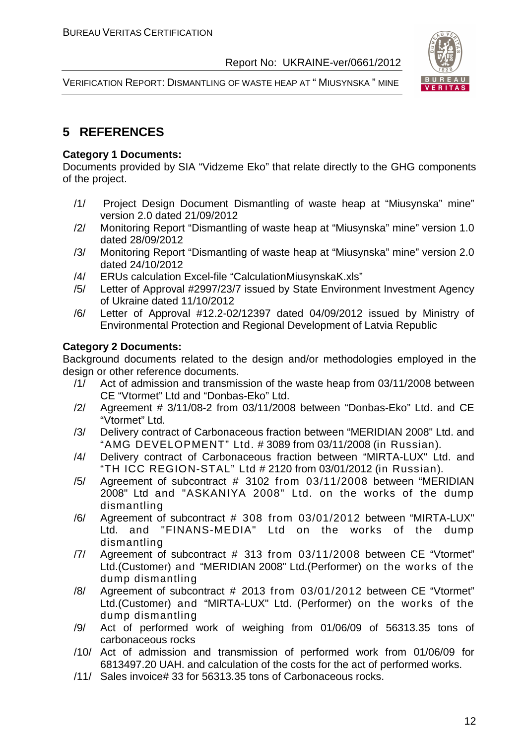## 5 REFERENCES

**Category 1 Documents:**

Documents provided by SIA "Vidzeme Eko" that relate directly to the GHG components of the project.

/1/ Project Design Document Dismantling of waste heap at "Miusynska" mine" version 2.0 dated 21/09/2012

/2/ Monitoring Report "Dismantling of waste heap at "Miusynska" mine" version 1.0 dated 28/09/2012

/3/ Monitoring Report "Dismantling of waste heap at "Miusynska" mine" version 2.0 dated 24/10/2012

/4/ ERUs calculation Excel-file "CalculationMiusynskaK.xls"

/5/ Letter of Approval #2997/23/7 issued by State Environment Investment Agency of Ukraine dated 11/10/2012

/6/ Letter of Approval #12.2-02/12397 dated 04/09/2012 issued by Ministry of Environmental Protection and Regional Development of Latvia Republic

**Category 2 Documents:**

Background documents related to the design and/or methodologies employed in the design or other reference documents.

/1/ Act of admission and transmission of the waste heap from 03/11/2008 between CE "Vtormet" Ltd and "Donbas-Eko" Ltd.

/2/ Agreement # 3/11/08-2 from 03/11/2008 between "Donbas-Eko" Ltd. and CE "Vtormet" Ltd.

/3/ Delivery contract of Carbonaceous fraction between "MERIDIAN 2008" Ltd. and "AMG DEVELOPMENT" Ltd. # 3089 from 03/11/2008 (in Russian).

/4/ Delivery contract of Carbonaceous fraction between "MIRTA-LUX" Ltd. and "TH ICC REGION-STAL" Ltd # 2120 from 03/01/2012 (in Russian).

/5/ Agreement of subcontract # 3102 from 03/11/2008 between "MERIDIAN 2008" Ltd and "ASKANIYA 2008" Ltd. on the works of the dump dismantling

/6/ Agreement of subcontract # 308 from 03/01/2012 between "MIRTA-LUX" Ltd. and "FINANS-MEDIA" Ltd on the works of the dump dismantling

/7/ Agreement of subcontract # 313 from 03/11/2008 between CE "Vtormet" Ltd.(Customer) and "MERIDIAN 2008" Ltd.(Performer) on the works of the dump dismantling

/8/ Agreement of subcontract # 2013 from 03/01/2012 between CE "Vtormet" Ltd.(Customer) and "MIRTA-LUX" Ltd. (Performer) on the works of the dump dismantling

/9/ Act of performed work of weighing from 01/06/09 of 56313.35 tons of carbonaceous rocks

/10/ Act of admission and transmission of performed work from 01/06/09 for 6813497.20 UAH. and calculation of the costs for the act of performed works.

/11/ Sales invoice# 33 for 56313.35 tons of Carbonaceous rocks.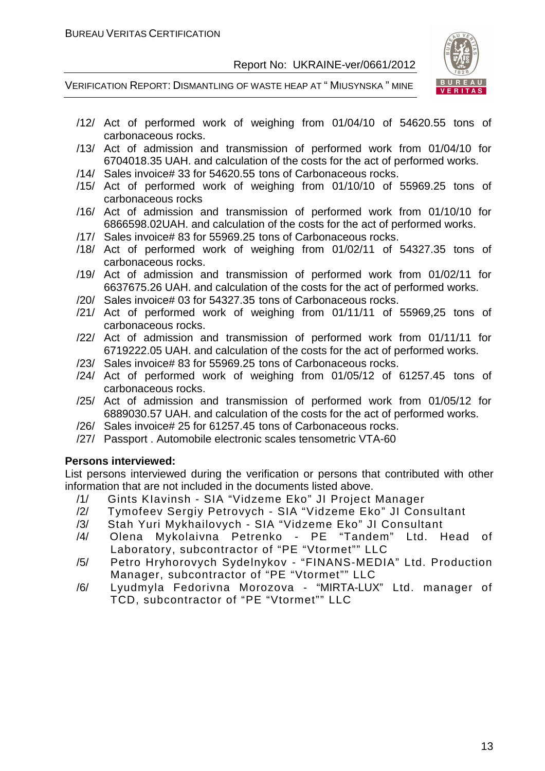/12/ Act of performed work of weighing from 01/04/10 of 54620.55 tons of carbonaceous rocks.

/13/ Act of admission and transmission of performed work from 01/04/10 for 6704018.35 UAH. and calculation of the costs for the act of performed works.

/14/ Sales invoice# 33 for 54620.55 tons of Carbonaceous rocks.

/15/ Act of performed work of weighing from 01/10/10 of 55969.25 tons of carbonaceous rocks

/16/ Act of admission and transmission of performed work from 01/10/10 for 6866598.02UAH. and calculation of the costs for the act of performed works.

/17/ Sales invoice# 83 for 55969.25 tons of Carbonaceous rocks.

/18/ Act of performed work of weighing from 01/02/11 of 54327.35 tons of carbonaceous rocks.

/19/ Act of admission and transmission of performed work from 01/02/11 for 6637675.26 UAH. and calculation of the costs for the act of performed works.

/20/ Sales invoice# 03 for 54327.35 tons of Carbonaceous rocks.

/21/ Act of performed work of weighing from 01/11/11 of 55969,25 tons of carbonaceous rocks.

/22/ Act of admission and transmission of performed work from 01/11/11 for 6719222.05 UAH. and calculation of the costs for the act of performed works.

/23/ Sales invoice# 83 for 55969.25 tons of Carbonaceous rocks.

/24/ Act of performed work of weighing from 01/05/12 of 61257.45 tons of carbonaceous rocks.

/25/ Act of admission and transmission of performed work from 01/05/12 for 6889030.57 UAH. and calculation of the costs for the act of performed works.

/26/ Sales invoice# 25 for 61257.45 tons of Carbonaceous rocks.

/27/ Passport . Automobile electronic scales tensometric VTA-60

**Persons interviewed:**

List persons interviewed during the verification or persons that contributed with other information that are not included in the documents listed above.

/1/ Gints Klavinsh - SIA "Vidzeme Eko" JI Project Manager

/2/ Tymofeev Sergiy Petrovych - SIA "Vidzeme Eko" JI Consultant

/3/ Stah Yuri Mykhailovych - SIA "Vidzeme Eko" JI Consultant

/4/ Olena Mykolaivna Petrenko - PE "Tandem" Ltd. Head of Laboratory, subcontractor of "PE "Vtormet"" LLC

/5/ Petro Hryhorovych Sydelnykov - "FINANS-MEDIA" Ltd. Production Manager, subcontractor of "PE "Vtormet"" LLC

/6/ Lyudmyla Fedorivna Morozova - "MIRTA-LUX" Ltd. manager of TCD, subcontractor of "PE "Vtormet"" LLC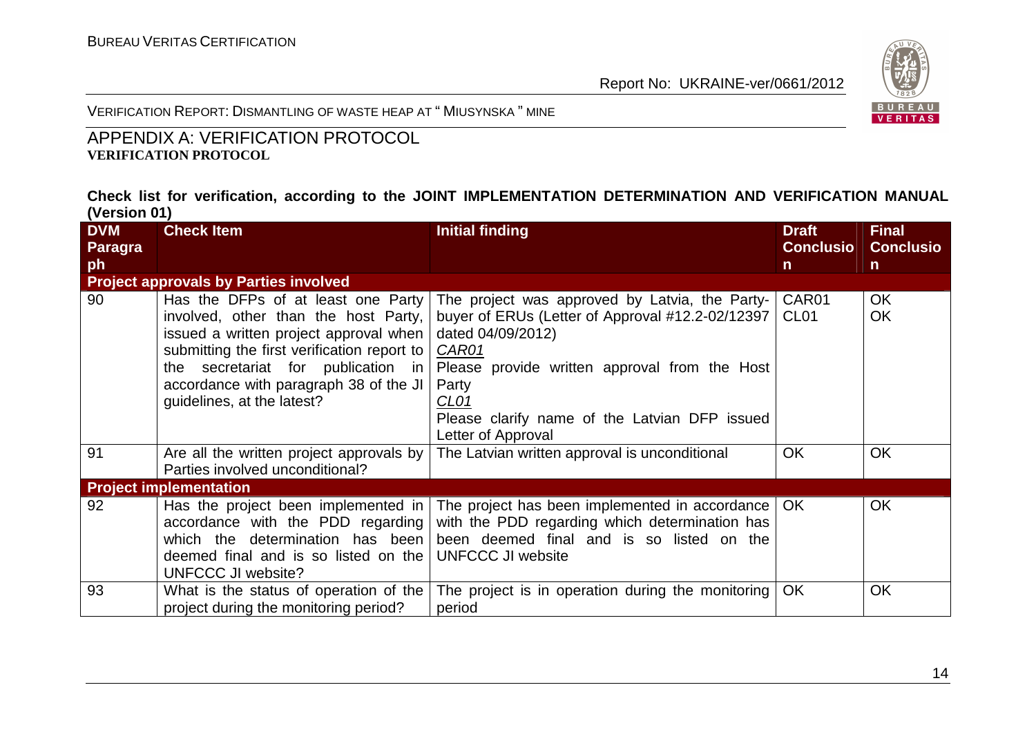## APPENDIX A: VERIFICATION PROTOCOL

**VERIFICATION PROTOCOL**

**Check list for verification, according to the JOINT IMPLEMENTATION DETERMINATION AND VERIFICATION MANUAL (Version 01)**

| DVM Paragraph | Check Item | Initial finding | Draft Conclusion | Final Conclusion |
|---|---|---|---|---|
| **Project approvals by Parties involved** | | | | |
| 90 | Has the DFPs of at least one Party involved, other than the host Party, issued a written project approval when submitting the first verification report to the secretariat for publication in accordance with paragraph 38 of the JI guidelines, at the latest? | The project was approved by Latvia, the Party-buyer of ERUs (Letter of Approval #12.2-02/12397 dated 04/09/2012)<br>*CAR01*<br>Please provide written approval from the Host Party<br>*CL01*<br>Please clarify name of the Latvian DFP issued Letter of Approval | CAR01<br>CL01 | OK<br>OK |
| 91 | Are all the written project approvals by Parties involved unconditional? | The Latvian written approval is unconditional | OK | OK |
| **Project implementation** | | | | |
| 92 | Has the project been implemented in accordance with the PDD regarding which the determination has been deemed final and is so listed on the UNFCCC JI website? | The project has been implemented in accordance with the PDD regarding which determination has been deemed final and is so listed on the UNFCCC JI website | OK | OK |
| 93 | What is the status of operation of the project during the monitoring period? | The project is in operation during the monitoring period | OK | OK |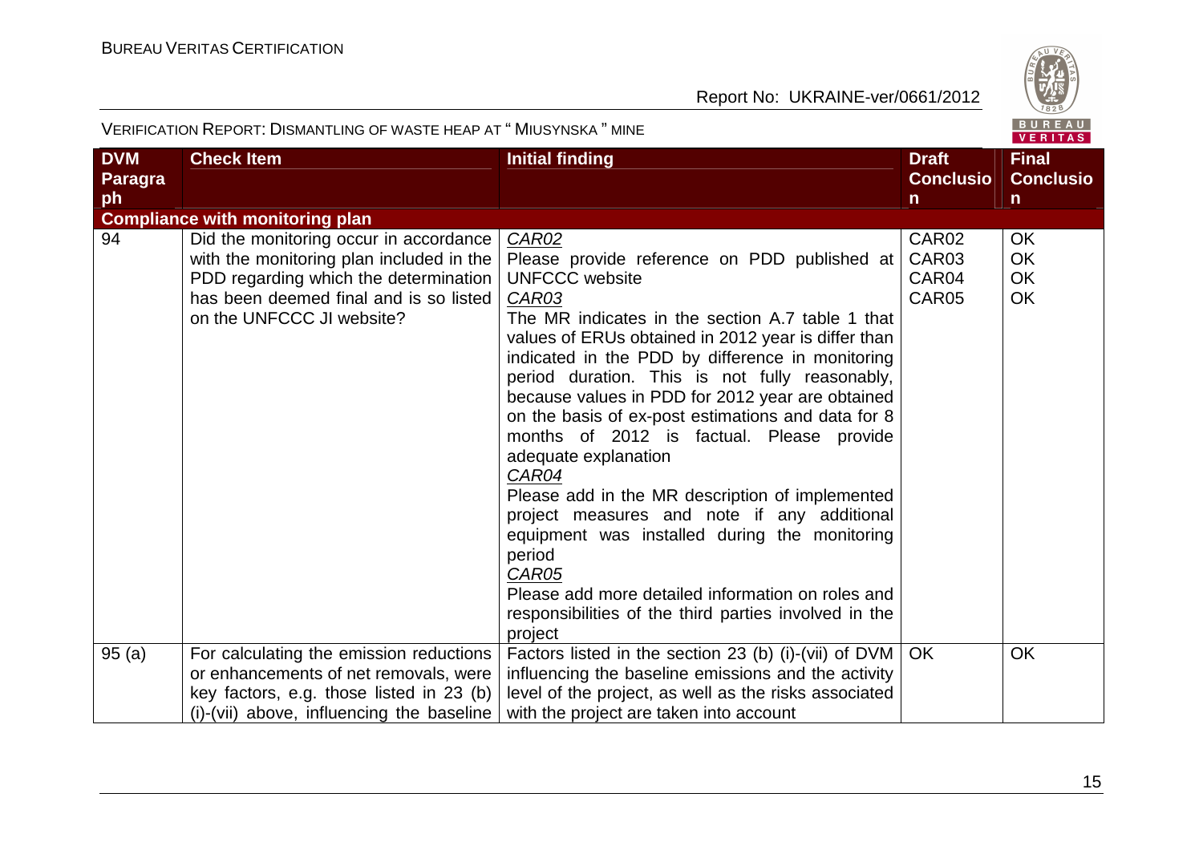| DVM Paragraph | Check Item | Initial finding | Draft Conclusion | Final Conclusion |
|---|---|---|---|---|
| **Compliance with monitoring plan** | | | | |
| 94 | Did the monitoring occur in accordance with the monitoring plan included in the PDD regarding which the determination has been deemed final and is so listed on the UNFCCC JI website? | *CAR02*<br>Please provide reference on PDD published at UNFCCC website<br>*CAR03*<br>The MR indicates in the section A.7 table 1 that values of ERUs obtained in 2012 year is differ than indicated in the PDD by difference in monitoring period duration. This is not fully reasonably, because values in PDD for 2012 year are obtained on the basis of ex-post estimations and data for 8 months of 2012 is factual. Please provide adequate explanation<br>*CAR04*<br>Please add in the MR description of implemented project measures and note if any additional equipment was installed during the monitoring period<br>*CAR05*<br>Please add more detailed information on roles and responsibilities of the third parties involved in the project | CAR02<br>CAR03<br>CAR04<br>CAR05 | OK<br>OK<br>OK<br>OK |
| 95 (a) | For calculating the emission reductions or enhancements of net removals, were key factors, e.g. those listed in 23 (b) (i)-(vii) above, influencing the baseline | Factors listed in the section 23 (b) (i)-(vii) of DVM influencing the baseline emissions and the activity level of the project, as well as the risks associated with the project are taken into account | OK | OK |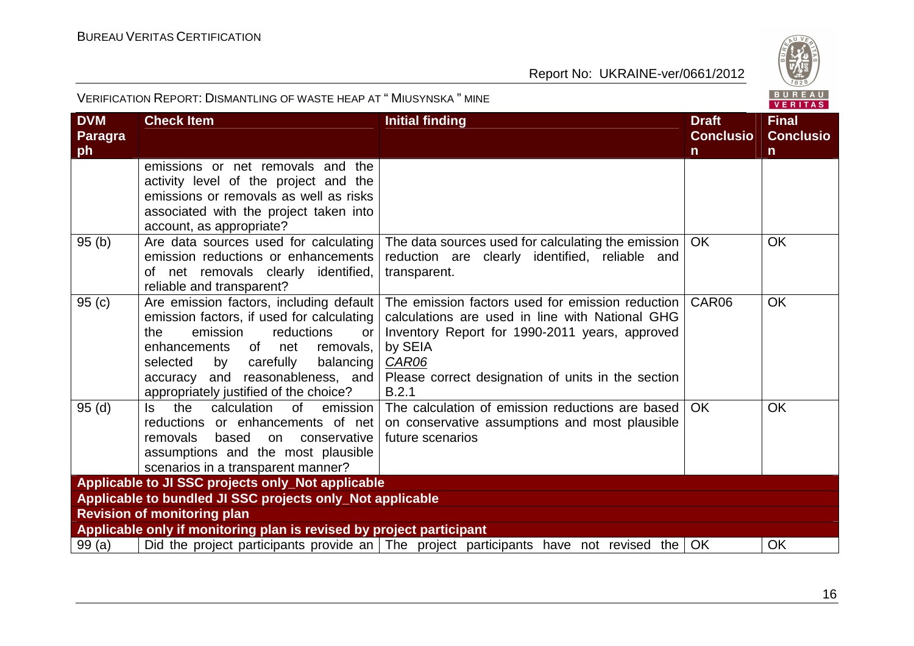| DVM Paragraph | Check Item | Initial finding | Draft Conclusion | Final Conclusion |
|---|---|---|---|---|
| | emissions or net removals and the activity level of the project and the emissions or removals as well as risks associated with the project taken into account, as appropriate? | | | |
| 95 (b) | Are data sources used for calculating emission reductions or enhancements of net removals clearly identified, reliable and transparent? | The data sources used for calculating the emission reduction are clearly identified, reliable and transparent. | OK | OK |
| 95 (c) | Are emission factors, including default emission factors, if used for calculating the emission reductions or enhancements of net removals, selected by carefully balancing accuracy and reasonableness, and appropriately justified of the choice? | The emission factors used for emission reduction calculations are used in line with National GHG Inventory Report for 1990-2011 years, approved by SEIA<br>*CAR06*<br>Please correct designation of units in the section B.2.1 | CAR06 | OK |
| 95 (d) | Is the calculation of emission reductions or enhancements of net removals based on conservative assumptions and the most plausible scenarios in a transparent manner? | The calculation of emission reductions are based on conservative assumptions and most plausible future scenarios | OK | OK |
| **Applicable to JI SSC projects only_Not applicable** | | | | |
| **Applicable to bundled JI SSC projects only_Not applicable** | | | | |
| **Revision of monitoring plan** | | | | |
| **Applicable only if monitoring plan is revised by project participant** | | | | |
| 99 (a) | Did the project participants provide an | The project participants have not revised the | OK | OK |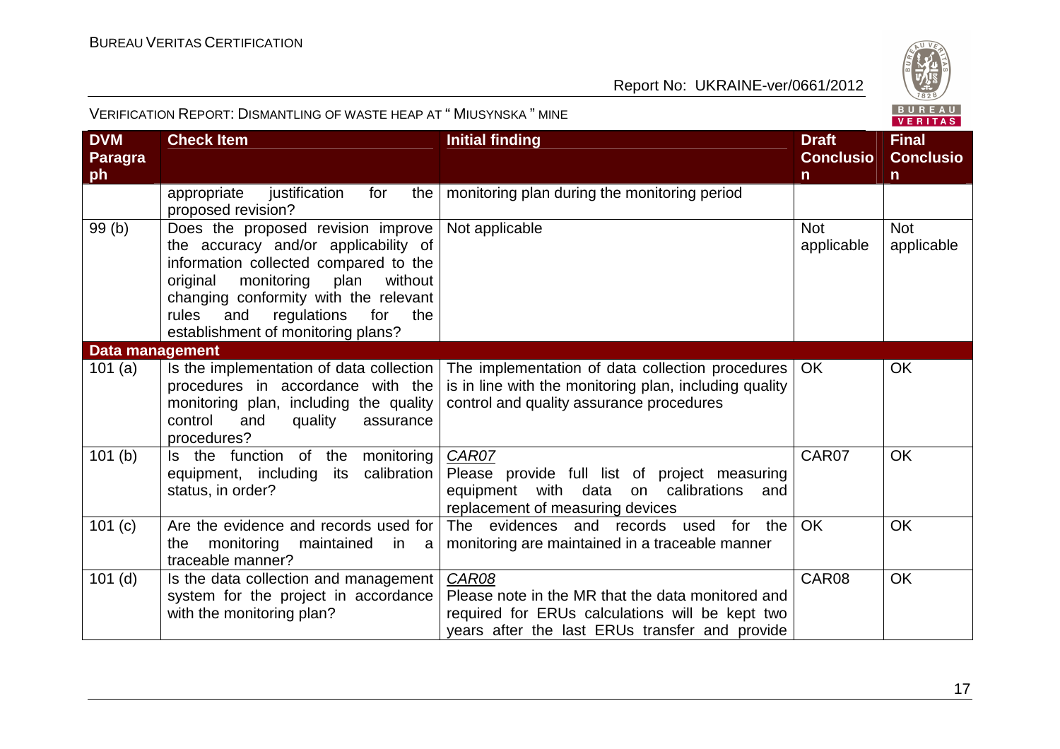| DVM Paragraph | Check Item | Initial finding | Draft Conclusion | Final Conclusion |
|---|---|---|---|---|
| | appropriate justification for the proposed revision? | monitoring plan during the monitoring period | | |
| 99 (b) | Does the proposed revision improve the accuracy and/or applicability of information collected compared to the original monitoring plan without changing conformity with the relevant rules and regulations for the establishment of monitoring plans? | Not applicable | Not applicable | Not applicable |
| **Data management** | | | | |
| 101 (a) | Is the implementation of data collection procedures in accordance with the monitoring plan, including the quality control and quality assurance procedures? | The implementation of data collection procedures is in line with the monitoring plan, including quality control and quality assurance procedures | OK | OK |
| 101 (b) | Is the function of the monitoring equipment, including its calibration status, in order? | *CAR07* Please provide full list of project measuring equipment with data on calibrations and replacement of measuring devices | CAR07 | OK |
| 101 (c) | Are the evidence and records used for the monitoring maintained in a traceable manner? | The evidences and records used for the monitoring are maintained in a traceable manner | OK | OK |
| 101 (d) | Is the data collection and management system for the project in accordance with the monitoring plan? | *CAR08* Please note in the MR that the data monitored and required for ERUs calculations will be kept two years after the last ERUs transfer and provide | CAR08 | OK |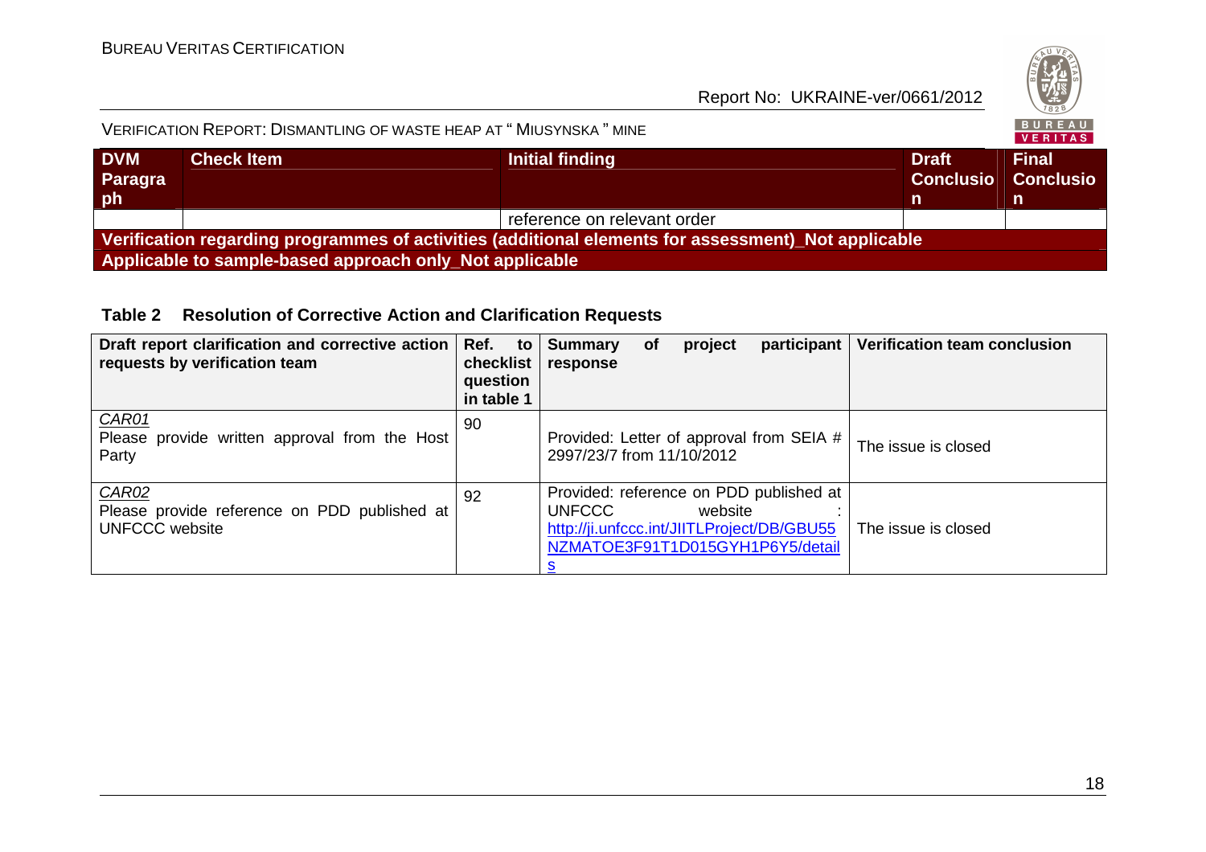| DVM Paragraph | Check Item | Initial finding | Draft Conclusion | Final Conclusion |
|---|---|---|---|---|
| | | reference on relevant order | | |
| **Verification regarding programmes of activities (additional elements for assessment)_Not applicable** | | | | |
| **Applicable to sample-based approach only_Not applicable** | | | | |

**Table 2 Resolution of Corrective Action and Clarification Requests**

| Draft report clarification and corrective action requests by verification team | Ref. to checklist question in table 1 | Summary of project participant response | Verification team conclusion |
|---|---|---|---|
| *CAR01* Please provide written approval from the Host Party | 90 | Provided: Letter of approval from SEIA # 2997/23/7 from 11/10/2012 | The issue is closed |
| *CAR02* Please provide reference on PDD published at UNFCCC website | 92 | Provided: reference on PDD published at UNFCCC website : http://ji.unfccc.int/JIITLProject/DB/GBU55NZMATOE3F91T1D015GYH1P6Y5/details | The issue is closed |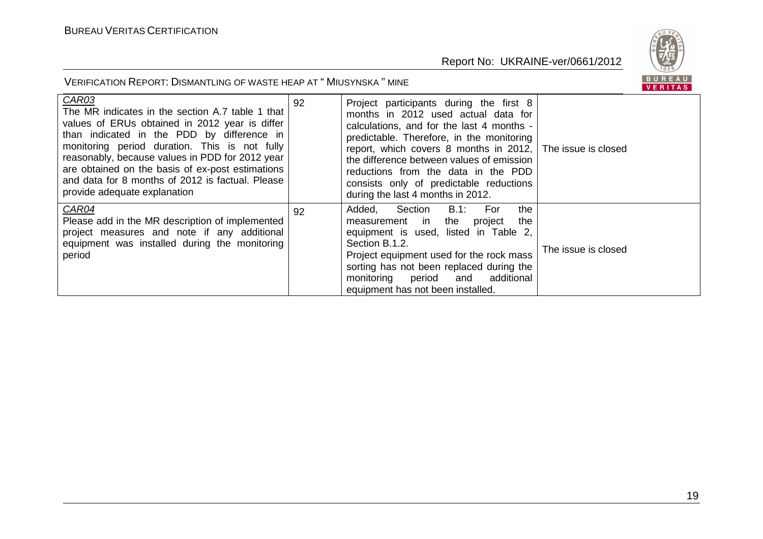| | | | |
|---|---|---|---|
| *CAR03*<br>The MR indicates in the section A.7 table 1 that values of ERUs obtained in 2012 year is differ than indicated in the PDD by difference in monitoring period duration. This is not fully reasonably, because values in PDD for 2012 year are obtained on the basis of ex-post estimations and data for 8 months of 2012 is factual. Please provide adequate explanation | 92 | Project participants during the first 8 months in 2012 used actual data for calculations, and for the last 4 months - predictable. Therefore, in the monitoring report, which covers 8 months in 2012, the difference between values of emission reductions from the data in the PDD consists only of predictable reductions during the last 4 months in 2012. | The issue is closed |
| *CAR04*<br>Please add in the MR description of implemented project measures and note if any additional equipment was installed during the monitoring period | 92 | Added, Section B.1: For the measurement in the project the equipment is used, listed in Table 2, Section B.1.2.<br>Project equipment used for the rock mass sorting has not been replaced during the monitoring period and additional equipment has not been installed. | The issue is closed |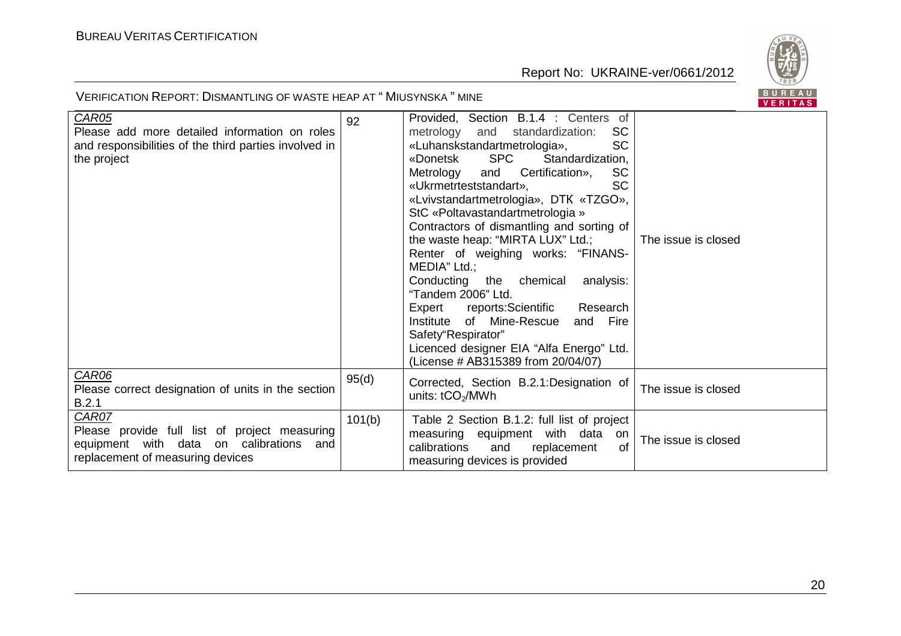| | | | |
|---|---|---|---|
| CAR05<br>Please add more detailed information on roles and responsibilities of the third parties involved in the project | 92 | Provided, Section B.1.4 : Centers of metrology and standardization: SC «Luhanskstandartmetrologia», SC «Donetsk SPC Standardization, Metrology and Certification», SC «Ukrmetrteststandart», SC «Lvivstandartmetrologia», DTK «TZGO», StC «Poltavastandartmetrologia »<br>Contractors of dismantling and sorting of the waste heap: "MIRTA LUX" Ltd.;<br>Renter of weighing works: "FINANS-MEDIA" Ltd.;<br>Conducting the chemical analysis: "Tandem 2006" Ltd.<br>Expert reports:Scientific Research Institute of Mine-Rescue and Fire Safety"Respirator"<br>Licenced designer EIA "Alfa Energo" Ltd. (License # AB315389 from 20/04/07) | The issue is closed |
| CAR06<br>Please correct designation of units in the section B.2.1 | 95(d) | Corrected, Section B.2.1:Designation of units: $tCO_2$/MWh | The issue is closed |
| CAR07<br>Please provide full list of project measuring equipment with data on calibrations and replacement of measuring devices | 101(b) | Table 2 Section B.1.2: full list of project measuring equipment with data on calibrations and replacement of measuring devices is provided | The issue is closed |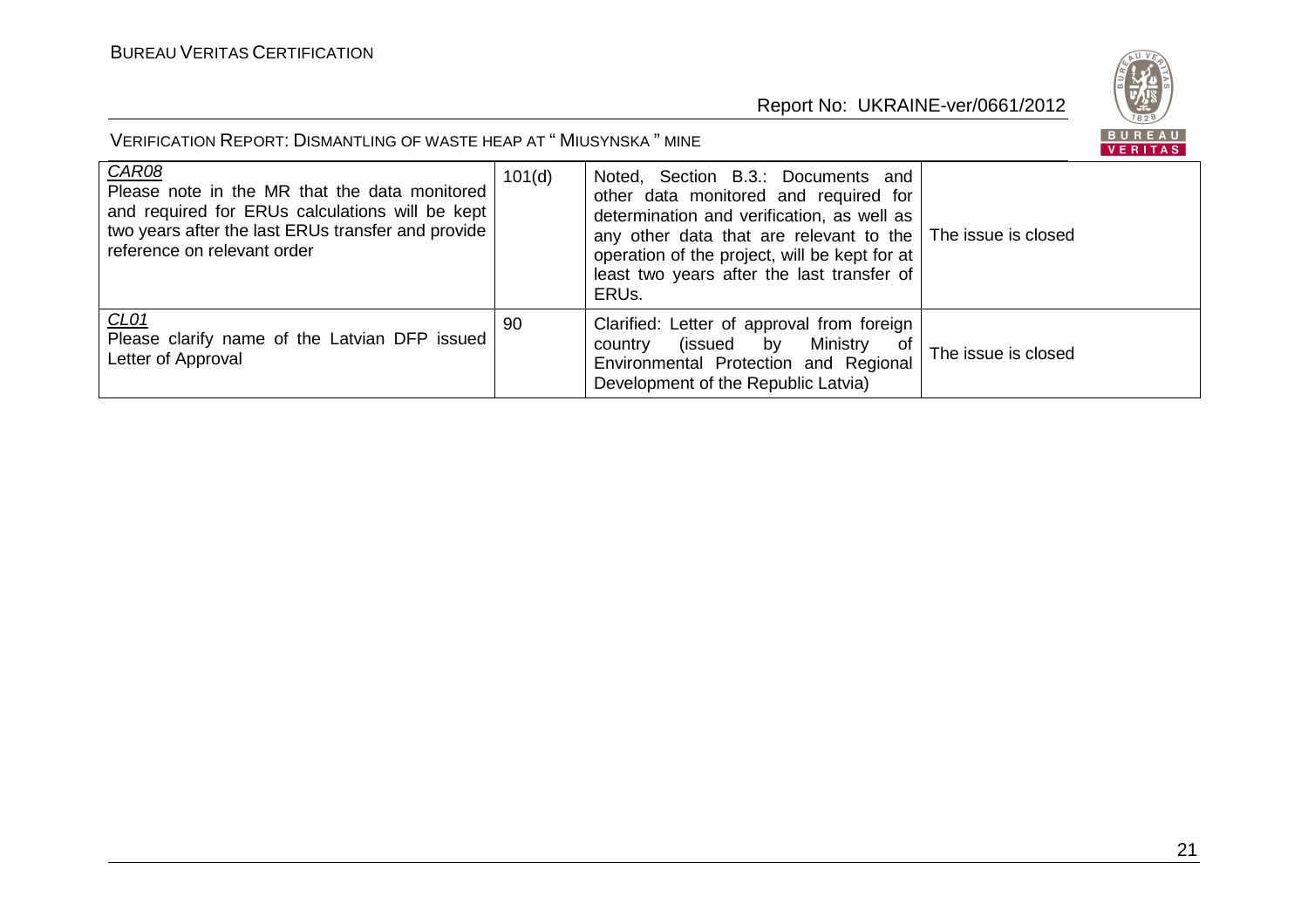| | | | |
|---|---|---|---|
| *CAR08*<br>Please note in the MR that the data monitored and required for ERUs calculations will be kept two years after the last ERUs transfer and provide reference on relevant order | 101(d) | Noted, Section B.3.: Documents and other data monitored and required for determination and verification, as well as any other data that are relevant to the operation of the project, will be kept for at least two years after the last transfer of ERUs. | The issue is closed |
| *CL01*<br>Please clarify name of the Latvian DFP issued Letter of Approval | 90 | Clarified: Letter of approval from foreign country (issued by Ministry of Environmental Protection and Regional Development of the Republic Latvia) | The issue is closed |